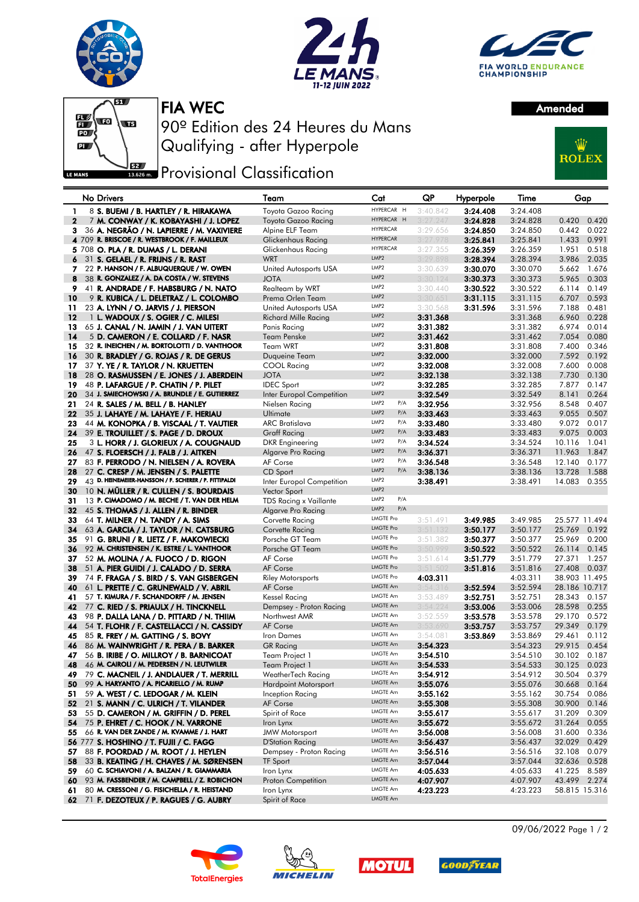# FIA WEC

## 90º Edition des 24 Heures du Mans

## Qualifying - after Hyperpole

## Provisional Classification

Amended

| | No | Drivers | Team | Cat | | QP | Hyperpole | Time | Gap | |
|---|---|---|---|---|---|---|---|---|---|---|
| 1 | 8 | S. BUEMI / B. HARTLEY / R. HIRAKAWA | Toyota Gazoo Racing | HYPERCAR | H | 3:40.842 | 3:24.408 | 3:24.408 | | |
| 2 | 7 | M. CONWAY / K. KOBAYASHI / J. LOPEZ | Toyota Gazoo Racing | HYPERCAR | H | 3:27.247 | 3:24.828 | 3:24.828 | 0.420 | 0.420 |
| 3 | 36 | A. NEGRÃO / N. LAPIERRE / M. VAXIVIERE | Alpine ELF Team | HYPERCAR | | 3:29.656 | 3:24.850 | 3:24.850 | 0.442 | 0.022 |
| 4 | 709 | R. BRISCOE / R. WESTBROOK / F. MAILLEUX | Glickenhaus Racing | HYPERCAR | | 3:27.978 | 3:25.841 | 3:25.841 | 1.433 | 0.991 |
| 5 | 708 | O. PLA / R. DUMAS / L. DERANI | Glickenhaus Racing | HYPERCAR | | 3:27.355 | 3:26.359 | 3:26.359 | 1.951 | 0.518 |
| 6 | 31 | S. GELAEL / F. FRIJNS / R. RAST | WRT | LMP2 | | 3:29.898 | 3:28.394 | 3:28.394 | 3.986 | 2.035 |
| 7 | 22 | P. HANSON / F. ALBUQUERQUE / W. OWEN | United Autosports USA | LMP2 | | 3:30.639 | 3:30.070 | 3:30.070 | 5.662 | 1.676 |
| 8 | 38 | R. GONZALEZ / A. DA COSTA / W. STEVENS | JOTA | LMP2 | | 3:30.124 | 3:30.373 | 3:30.373 | 5.965 | 0.303 |
| 9 | 41 | R. ANDRADE / F. HABSBURG / N. NATO | Realteam by WRT | LMP2 | | 3:30.440 | 3:30.522 | 3:30.522 | 6.114 | 0.149 |
| 10 | 9 | R. KUBICA / L. DELETRAZ / L. COLOMBO | Prema Orlen Team | LMP2 | | 3:30.651 | 3:31.115 | 3:31.115 | 6.707 | 0.593 |
| 11 | 23 | A. LYNN / O. JARVIS / J. PIERSON | United Autosports USA | LMP2 | | 3:30.568 | 3:31.596 | 3:31.596 | 7.188 | 0.481 |
| 12 | 1 | L. WADOUX / S. OGIER / C. MILESI | Richard Mille Racing | LMP2 | | 3:31.368 | | 3:31.368 | 6.960 | 0.228 |
| 13 | 65 | J. CANAL / N. JAMIN / J. VAN UITERT | Panis Racing | LMP2 | | 3:31.382 | | 3:31.382 | 6.974 | 0.014 |
| 14 | 5 | D. CAMERON / E. COLLARD / F. NASR | Team Penske | LMP2 | | 3:31.462 | | 3:31.462 | 7.054 | 0.080 |
| 15 | 32 | R. INEICHEN / M. BORTOLOTTI / D. VANTHOOR | Team WRT | LMP2 | | 3:31.808 | | 3:31.808 | 7.400 | 0.346 |
| 16 | 30 | R. BRADLEY / G. ROJAS / R. DE GERUS | Duqueine Team | LMP2 | | 3:32.000 | | 3:32.000 | 7.592 | 0.192 |
| 17 | 37 | Y. YE / R. TAYLOR / N. KRUETTEN | COOL Racing | LMP2 | | 3:32.008 | | 3:32.008 | 7.600 | 0.008 |
| 18 | 28 | O. RASMUSSEN / E. JONES / J. ABERDEIN | JOTA | LMP2 | | 3:32.138 | | 3:32.138 | 7.730 | 0.130 |
| 19 | 48 | P. LAFARGUE / P. CHATIN / P. PILET | IDEC Sport | LMP2 | | 3:32.285 | | 3:32.285 | 7.877 | 0.147 |
| 20 | 34 | J. SMIECHOWSKI / A. BRUNDLE / E. GUTIERREZ | Inter Europol Competition | LMP2 | | 3:32.549 | | 3:32.549 | 8.141 | 0.264 |
| 21 | 24 | R. SALES / M. BELL / B. HANLEY | Nielsen Racing | LMP2 | P/A | 3:32.956 | | 3:32.956 | 8.548 | 0.407 |
| 22 | 35 | J. LAHAYE / M. LAHAYE / F. HERIAU | Ultimate | LMP2 | P/A | 3:33.463 | | 3:33.463 | 9.055 | 0.507 |
| 23 | 44 | M. KONOPKA / B. VISCAAL / T. VAUTIER | ARC Bratislava | LMP2 | P/A | 3:33.480 | | 3:33.480 | 9.072 | 0.017 |
| 24 | 39 | E. TROUILLET / S. PAGE / D. DROUX | Graff Racing | LMP2 | P/A | 3:33.483 | | 3:33.483 | 9.075 | 0.003 |
| 25 | 3 | L. HORR / J. GLORIEUX / A. COUGNAUD | DKR Engineering | LMP2 | P/A | 3:34.524 | | 3:34.524 | 10.116 | 1.041 |
| 26 | 47 | S. FLOERSCH / J. FALB / J. AITKEN | Algarve Pro Racing | LMP2 | P/A | 3:36.371 | | 3:36.371 | 11.963 | 1.847 |
| 27 | 83 | F. PERRODO / N. NIELSEN / A. ROVERA | AF Corse | LMP2 | P/A | 3:36.548 | | 3:36.548 | 12.140 | 0.177 |
| 28 | 27 | C. CRESP / M. JENSEN / S. PALETTE | CD Sport | LMP2 | P/A | 3:38.136 | | 3:38.136 | 13.728 | 1.588 |
| 29 | 43 | D. HEINEMEIER-HANSSON / F. SCHERER / P. FITTIPALDI | Inter Europol Competition | LMP2 | | 3:38.491 | | 3:38.491 | 14.083 | 0.355 |
| 30 | 10 | N. MÜLLER / R. CULLEN / S. BOURDAIS | Vector Sport | LMP2 | | | | | | |
| 31 | 13 | P. CIMADOMO / M. BECHE / T. VAN DER HELM | TDS Racing x Vaillante | LMP2 | P/A | | | | | |
| 32 | 45 | S. THOMAS / J. ALLEN / R. BINDER | Algarve Pro Racing | LMP2 | P/A | | | | | |
| 33 | 64 | T. MILNER / N. TANDY / A. SIMS | Corvette Racing | LMGTE Pro | | 3:51.491 | 3:49.985 | 3:49.985 | 25.577 | 11.494 |
| 34 | 63 | A. GARCIA / J. TAYLOR / N. CATSBURG | Corvette Racing | LMGTE Pro | | 3:51.132 | 3:50.177 | 3:50.177 | 25.769 | 0.192 |
| 35 | 91 | G. BRUNI / R. LIETZ / F. MAKOWIECKI | Porsche GT Team | LMGTE Pro | | 3:51.382 | 3:50.377 | 3:50.377 | 25.969 | 0.200 |
| 36 | 92 | M. CHRISTENSEN / K. ESTRE / L. VANTHOOR | Porsche GT Team | LMGTE Pro | | 3:50.999 | 3:50.522 | 3:50.522 | 26.114 | 0.145 |
| 37 | 52 | M. MOLINA / A. FUOCO / D. RIGON | AF Corse | LMGTE Pro | | 3:51.614 | 3:51.779 | 3:51.779 | 27.371 | 1.257 |
| 38 | 51 | A. PIER GUIDI / J. CALADO / D. SERRA | AF Corse | LMGTE Pro | | 3:51.502 | 3:51.816 | 3:51.816 | 27.408 | 0.037 |
| 39 | 74 | F. FRAGA / S. BIRD / S. VAN GISBERGEN | Riley Motorsports | LMGTE Pro | | 4:03.311 | | 4:03.311 | 38.903 | 11.495 |
| 40 | 61 | L. PRETTE / C. GRUNEWALD / V. ABRIL | AF Corse | LMGTE Am | | 3:54.316 | 3:52.594 | 3:52.594 | 28.186 | 10.717 |
| 41 | 57 | T. KIMURA / F. SCHANDORFF / M. JENSEN | Kessel Racing | LMGTE Am | | 3:53.489 | 3:52.751 | 3:52.751 | 28.343 | 0.157 |
| 42 | 77 | C. RIED / S. PRIAULX / H. TINCKNELL | Dempsey - Proton Racing | LMGTE Am | | 3:54.224 | 3:53.006 | 3:53.006 | 28.598 | 0.255 |
| 43 | 98 | P. DALLA LANA / D. PITTARD / N. THIIM | Northwest AMR | LMGTE Am | | 3:52.559 | 3:53.578 | 3:53.578 | 29.170 | 0.572 |
| 44 | 54 | T. FLOHR / F. CASTELLACCI / N. CASSIDY | AF Corse | LMGTE Am | | 3:53.690 | 3:53.757 | 3:53.757 | 29.349 | 0.179 |
| 45 | 85 | R. FREY / M. GATTING / S. BOVY | Iron Dames | LMGTE Am | | 3:54.081 | 3:53.869 | 3:53.869 | 29.461 | 0.112 |
| 46 | 86 | M. WAINWRIGHT / R. PERA / B. BARKER | GR Racing | LMGTE Am | | 3:54.323 | | 3:54.323 | 29.915 | 0.454 |
| 47 | 56 | B. IRIBE / O. MILLROY / B. BARNICOAT | Team Project 1 | LMGTE Am | | 3:54.510 | | 3:54.510 | 30.102 | 0.187 |
| 48 | 46 | M. CAIROLI / M. PEDERSEN / N. LEUTWILER | Team Project 1 | LMGTE Am | | 3:54.533 | | 3:54.533 | 30.125 | 0.023 |
| 49 | 79 | C. MACNEIL / J. ANDLAUER / T. MERRILL | WeatherTech Racing | LMGTE Am | | 3:54.912 | | 3:54.912 | 30.504 | 0.379 |
| 50 | 99 | A. HARYANTO / A. PICARIELLO / M. RUMP | Hardpoint Motorsport | LMGTE Am | | 3:55.076 | | 3:55.076 | 30.668 | 0.164 |
| 51 | 59 | A. WEST / C. LEDOGAR / M. KLEIN | Inception Racing | LMGTE Am | | 3:55.162 | | 3:55.162 | 30.754 | 0.086 |
| 52 | 21 | S. MANN / C. ULRICH / T. VILANDER | AF Corse | LMGTE Am | | 3:55.308 | | 3:55.308 | 30.900 | 0.146 |
| 53 | 55 | D. CAMERON / M. GRIFFIN / D. PEREL | Spirit of Race | LMGTE Am | | 3:55.617 | | 3:55.617 | 31.209 | 0.309 |
| 54 | 75 | P. EHRET / C. HOOK / N. VARRONE | Iron Lynx | LMGTE Am | | 3:55.672 | | 3:55.672 | 31.264 | 0.055 |
| 55 | 66 | R. VAN DER ZANDE / M. KVAMME / J. HART | JMW Motorsport | LMGTE Am | | 3:56.008 | | 3:56.008 | 31.600 | 0.336 |
| 56 | 777 | S. HOSHINO / T. FUJII / C. FAGG | D'Station Racing | LMGTE Am | | 3:56.437 | | 3:56.437 | 32.029 | 0.429 |
| 57 | 88 | F. POORDAD / M. ROOT / J. HEYLEN | Dempsey - Proton Racing | LMGTE Am | | 3:56.516 | | 3:56.516 | 32.108 | 0.079 |
| 58 | 33 | B. KEATING / H. CHAVES / M. SØRENSEN | TF Sport | LMGTE Am | | 3:57.044 | | 3:57.044 | 32.636 | 0.528 |
| 59 | 60 | C. SCHIAVONI / A. BALZAN / R. GIAMMARIA | Iron Lynx | LMGTE Am | | 4:05.633 | | 4:05.633 | 41.225 | 8.589 |
| 60 | 93 | M. FASSBENDER / M. CAMPBELL / Z. ROBICHON | Proton Competition | LMGTE Am | | 4:07.907 | | 4:07.907 | 43.499 | 2.274 |
| 61 | 80 | M. CRESSONI / G. FISICHELLA / R. HEISTAND | Iron Lynx | LMGTE Am | | 4:23.223 | | 4:23.223 | 58.815 | 15.316 |
| 62 | 71 | F. DEZOTEUX / P. RAGUES / G. AUBRY | Spirit of Race | LMGTE Am | | | | | | |

09/06/2022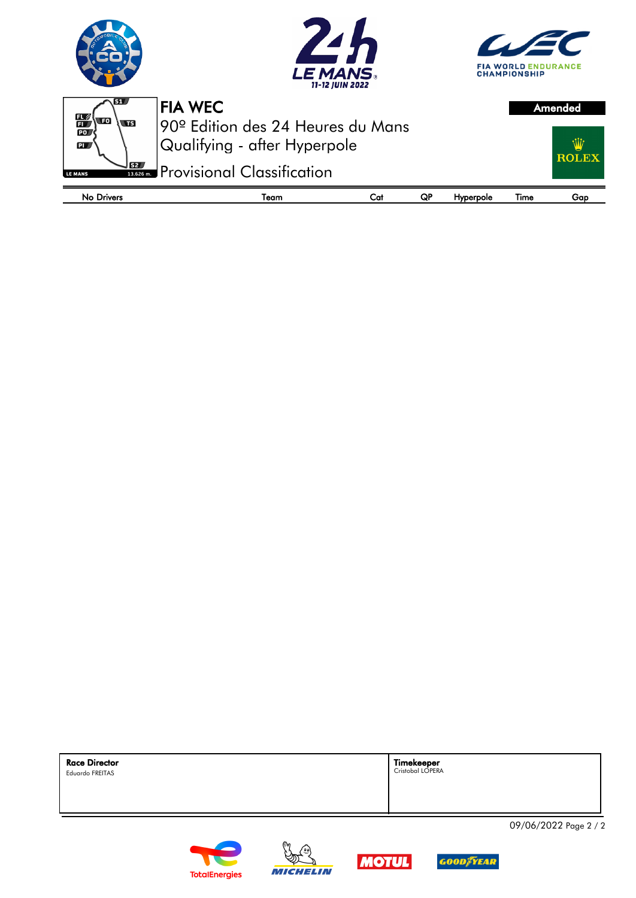# FIA WEC

**Amended**

90º Edition des 24 Heures du Mans

Qualifying - after Hyperpole

Provisional Classification

| No | Drivers | Team | Cat | QP | Hyperpole | Time | Gap |
|---|---|---|---|---|---|---|---|

| Race Director | Timekeeper |
|---|---|
| Eduardo FREITAS | Cristobal LOPERA |

09/06/2022